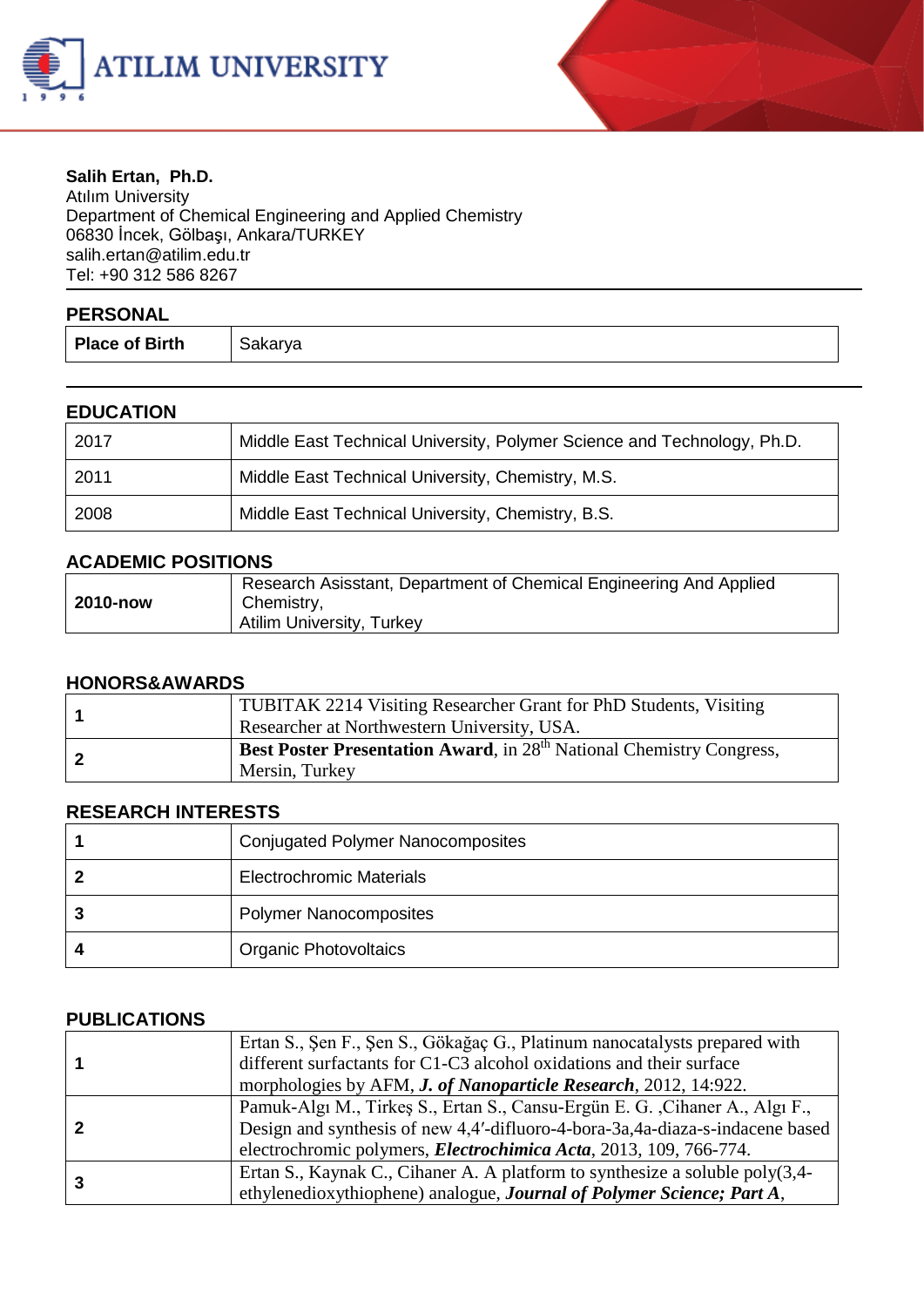**Salih Ertan, Ph.D.**
Atılım University
Department of Chemical Engineering and Applied Chemistry
06830 İncek, Gölbaşı, Ankara/TURKEY
salih.ertan@atilim.edu.tr
Tel: +90 312 586 8267

## PERSONAL

| | |
|---|---|
| **Place of Birth** | Sakarya |

## EDUCATION

| | |
|---|---|
| 2017 | Middle East Technical University, Polymer Science and Technology, Ph.D. |
| 2011 | Middle East Technical University, Chemistry, M.S. |
| 2008 | Middle East Technical University, Chemistry, B.S. |

## ACADEMIC POSITIONS

| | |
|---|---|
| **2010-now** | Research Asisstant, Department of Chemical Engineering And Applied Chemistry, Atilim University, Turkey |

## HONORS&AWARDS

| | |
|---|---|
| **1** | TUBITAK 2214 Visiting Researcher Grant for PhD Students, Visiting Researcher at Northwestern University, USA. |
| **2** | **Best Poster Presentation Award**, in 28th National Chemistry Congress, Mersin, Turkey |

## RESEARCH INTERESTS

| | |
|---|---|
| **1** | Conjugated Polymer Nanocomposites |
| **2** | Electrochromic Materials |
| **3** | Polymer Nanocomposites |
| **4** | Organic Photovoltaics |

## PUBLICATIONS

| | |
|---|---|
| **1** | Ertan S., Şen F., Şen S., Gökağaç G., Platinum nanocatalysts prepared with different surfactants for C1-C3 alcohol oxidations and their surface morphologies by AFM, ***J. of Nanoparticle Research***, 2012, 14:922. |
| **2** | Pamuk-Algı M., Tirkeş S., Ertan S., Cansu-Ergün E. G. ,Cihaner A., Algı F., Design and synthesis of new 4,4′-difluoro-4-bora-3a,4a-diaza-s-indacene based electrochromic polymers, ***Electrochimica Acta***, 2013, 109, 766-774. |
| **3** | Ertan S., Kaynak C., Cihaner A. A platform to synthesize a soluble poly(3,4-ethylenedioxythiophene) analogue, ***Journal of Polymer Science; Part A***, |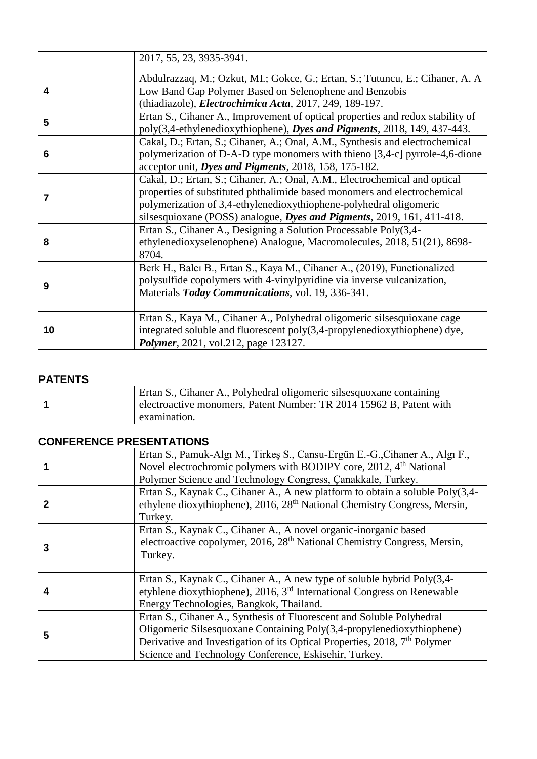| | |
|---|---|
| | 2017, 55, 23, 3935-3941. |
| **4** | Abdulrazzaq, M.; Ozkut, MI.; Gokce, G.; Ertan, S.; Tutuncu, E.; Cihaner, A. A Low Band Gap Polymer Based on Selenophene and Benzobis (thiadiazole), ***Electrochimica Acta***, 2017, 249, 189-197. |
| **5** | Ertan S., Cihaner A., Improvement of optical properties and redox stability of poly(3,4-ethylenedioxythiophene), ***Dyes and Pigments***, 2018, 149, 437-443. |
| **6** | Cakal, D.; Ertan, S.; Cihaner, A.; Onal, A.M., Synthesis and electrochemical polymerization of D-A-D type monomers with thieno [3,4-c] pyrrole-4,6-dione acceptor unit, ***Dyes and Pigments***, 2018, 158, 175-182. |
| **7** | Cakal, D.; Ertan, S.; Cihaner, A.; Onal, A.M., Electrochemical and optical properties of substituted phthalimide based monomers and electrochemical polymerization of 3,4-ethylenedioxythiophene-polyhedral oligomeric silsesquioxane (POSS) analogue, ***Dyes and Pigments***, 2019, 161, 411-418. |
| **8** | Ertan S., Cihaner A., Designing a Solution Processable Poly(3,4-ethylenedioxyselenophene) Analogue, Macromolecules, 2018, 51(21), 8698-8704. |
| **9** | Berk H., Balcı B., Ertan S., Kaya M., Cihaner A., (2019), Functionalized polysulfide copolymers with 4-vinylpyridine via inverse vulcanization, Materials ***Today Communications***, vol. 19, 336-341. |
| **10** | Ertan S., Kaya M., Cihaner A., Polyhedral oligomeric silsesquioxane cage integrated soluble and fluorescent poly(3,4-propylenedioxythiophene) dye, ***Polymer***, 2021, vol.212, page 123127. |

## PATENTS

| | |
|---|---|
| **1** | Ertan S., Cihaner A., Polyhedral oligomeric silsesquoxane containing electroactive monomers, Patent Number: TR 2014 15962 B, Patent with examination. |

## CONFERENCE PRESENTATIONS

| | |
|---|---|
| **1** | Ertan S., Pamuk-Algı M., Tirkeş S., Cansu-Ergün E.-G.,Cihaner A., Algı F., Novel electrochromic polymers with BODIPY core, 2012, 4th National Polymer Science and Technology Congress, Çanakkale, Turkey. |
| **2** | Ertan S., Kaynak C., Cihaner A., A new platform to obtain a soluble Poly(3,4-ethylene dioxythiophene), 2016, 28th National Chemistry Congress, Mersin, Turkey. |
| **3** | Ertan S., Kaynak C., Cihaner A., A novel organic-inorganic based electroactive copolymer, 2016, 28th National Chemistry Congress, Mersin, Turkey. |
| **4** | Ertan S., Kaynak C., Cihaner A., A new type of soluble hybrid Poly(3,4-etyhlene dioxythiophene), 2016, 3rd International Congress on Renewable Energy Technologies, Bangkok, Thailand. |
| **5** | Ertan S., Cihaner A., Synthesis of Fluorescent and Soluble Polyhedral Oligomeric Silsesquoxane Containing Poly(3,4-propylenedioxythiophene) Derivative and Investigation of its Optical Properties, 2018, 7th Polymer Science and Technology Conference, Eskisehir, Turkey. |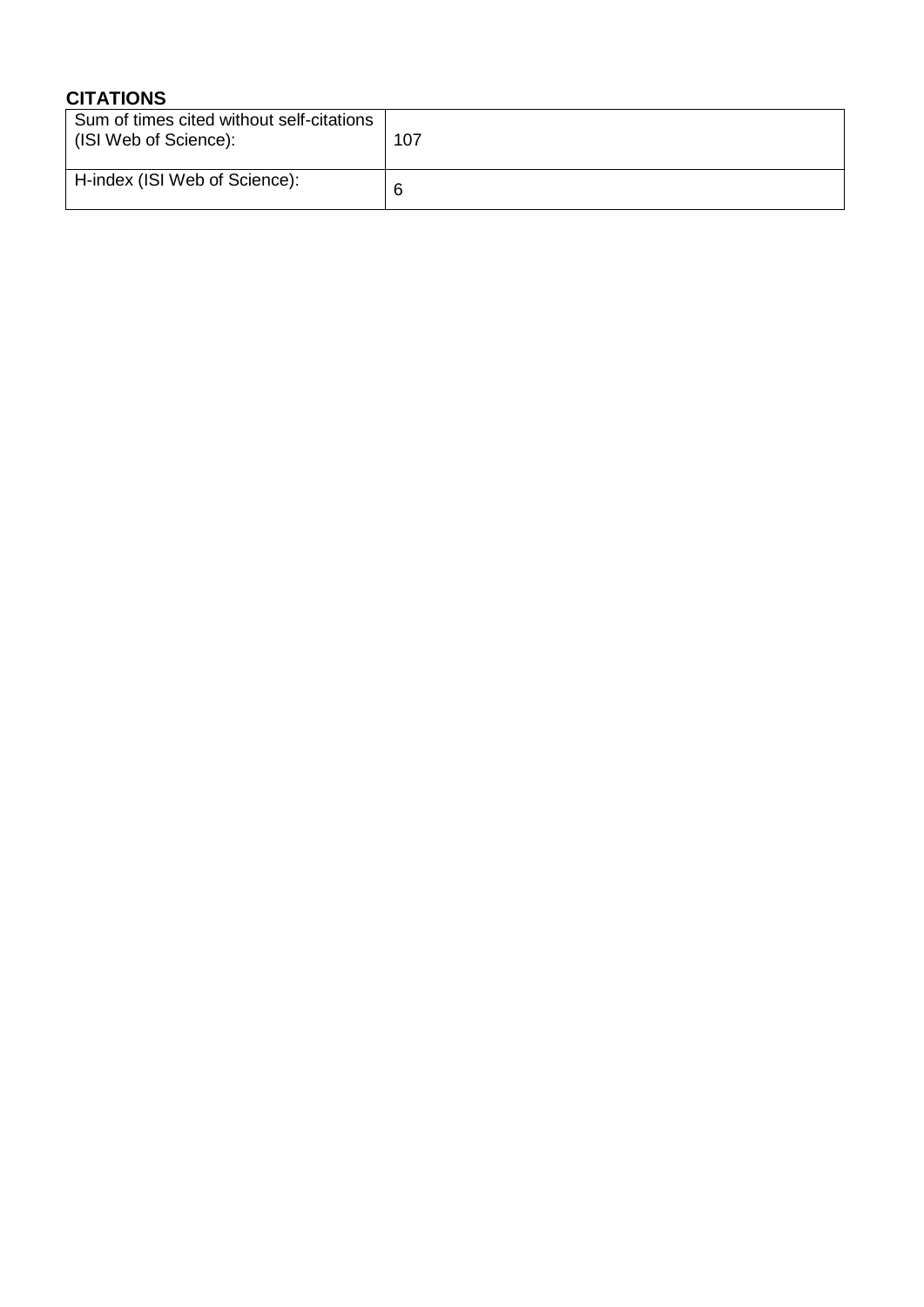## CITATIONS

| | |
|---|---|
| Sum of times cited without self-citations (ISI Web of Science): | 107 |
| H-index (ISI Web of Science): | 6 |